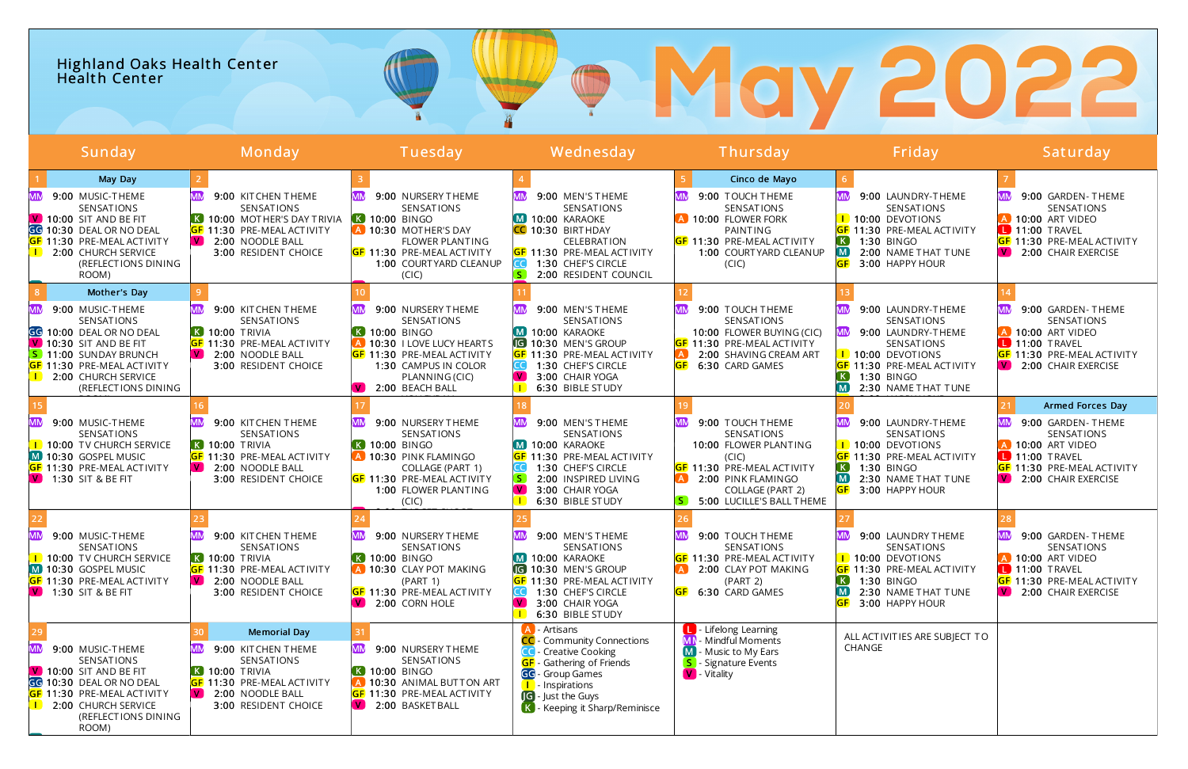# Highland Oaks Health Center Health Center

# May 2022

| Sunday | Monday | Tuesday | Wednesday | Thursday | Friday | Saturday |
|---|---|---|---|---|---|---|
| 1 **May Day**<br>MM 9:00 MUSIC-THEME SENSATIONS<br>V 10:00 SIT AND BE FIT<br>GG 10:30 DEAL OR NO DEAL<br>GF 11:30 PRE-MEAL ACTIVITY<br>I 2:00 CHURCH SERVICE (REFLECTIONS DINING ROOM) | 2<br>MM 9:00 KITCHEN THEME SENSATIONS<br>K 10:00 MOTHER'S DAY TRIVIA<br>GF 11:30 PRE-MEAL ACTIVITY<br>V 2:00 NOODLE BALL<br>3:00 RESIDENT CHOICE | 3<br>MM 9:00 NURSERY THEME SENSATIONS<br>K 10:00 BINGO<br>A 10:30 MOTHER'S DAY FLOWER PLANTING<br>GF 11:30 PRE-MEAL ACTIVITY<br>1:00 COURTYARD CLEANUP (CIC) | 4<br>MM 9:00 MEN'S THEME SENSATIONS<br>M 10:00 KARAOKE<br>CC 10:30 BIRTHDAY CELEBRATION<br>GF 11:30 PRE-MEAL ACTIVITY<br>CC 1:30 CHEF'S CIRCLE<br>S 2:00 RESIDENT COUNCIL | 5 **Cinco de Mayo**<br>MM 9:00 TOUCH THEME SENSATIONS<br>A 10:00 FLOWER FORK PAINTING<br>GF 11:30 PRE-MEAL ACTIVITY<br>1:00 COURTYARD CLEANUP (CIC) | 6<br>MM 9:00 LAUNDRY-THEME SENSATIONS<br>I 10:00 DEVOTIONS<br>GF 11:30 PRE-MEAL ACTIVITY<br>K 1:30 BINGO<br>M 2:00 NAME THAT TUNE<br>GF 3:00 HAPPY HOUR | 7<br>MM 9:00 GARDEN- THEME SENSATIONS<br>A 10:00 ART VIDEO<br>L 11:00 TRAVEL<br>GF 11:30 PRE-MEAL ACTIVITY<br>V 2:00 CHAIR EXERCISE |
| 8 **Mother's Day**<br>MM 9:00 MUSIC-THEME SENSATIONS<br>GG 10:00 DEAL OR NO DEAL<br>V 10:30 SIT AND BE FIT<br>S 11:00 SUNDAY BRUNCH<br>GF 11:30 PRE-MEAL ACTIVITY<br>I 2:00 CHURCH SERVICE (REFLECTIONS DINING | 9<br>MM 9:00 KITCHEN THEME SENSATIONS<br>K 10:00 TRIVIA<br>GF 11:30 PRE-MEAL ACTIVITY<br>V 2:00 NOODLE BALL<br>3:00 RESIDENT CHOICE | 10<br>MM 9:00 NURSERY THEME SENSATIONS<br>K 10:00 BINGO<br>A 10:30 I LOVE LUCY HEARTS<br>GF 11:30 PRE-MEAL ACTIVITY<br>1:30 CAMPUS IN COLOR PLANNING (CIC)<br>V 2:00 BEACH BALL | 11<br>MM 9:00 MEN'S THEME SENSATIONS<br>M 10:00 KARAOKE<br>JG 10:30 MEN'S GROUP<br>GF 11:30 PRE-MEAL ACTIVITY<br>CC 1:30 CHEF'S CIRCLE<br>V 3:00 CHAIR YOGA<br>I 6:30 BIBLE STUDY | 12<br>MM 9:00 TOUCH THEME SENSATIONS<br>10:00 FLOWER BUYING (CIC)<br>GF 11:30 PRE-MEAL ACTIVITY<br>A 2:00 SHAVING CREAM ART<br>GF 6:30 CARD GAMES | 13<br>MM 9:00 LAUNDRY-THEME SENSATIONS<br>MM 9:00 LAUNDRY-THEME SENSATIONS<br>I 10:00 DEVOTIONS<br>GF 11:30 PRE-MEAL ACTIVITY<br>K 1:30 BINGO<br>M 2:30 NAME THAT TUNE | 14<br>MM 9:00 GARDEN- THEME SENSATIONS<br>A 10:00 ART VIDEO<br>L 11:00 TRAVEL<br>GF 11:30 PRE-MEAL ACTIVITY<br>V 2:00 CHAIR EXERCISE |
| 15<br>MM 9:00 MUSIC-THEME SENSATIONS<br>I 10:00 TV CHURCH SERVICE<br>M 10:30 GOSPEL MUSIC<br>GF 11:30 PRE-MEAL ACTIVITY<br>V 1:30 SIT & BE FIT | 16<br>MM 9:00 KITCHEN THEME SENSATIONS<br>K 10:00 TRIVIA<br>GF 11:30 PRE-MEAL ACTIVITY<br>V 2:00 NOODLE BALL<br>3:00 RESIDENT CHOICE | 17<br>MM 9:00 NURSERY THEME SENSATIONS<br>K 10:00 BINGO<br>A 10:30 PINK FLAMINGO COLLAGE (PART 1)<br>GF 11:30 PRE-MEAL ACTIVITY<br>1:00 FLOWER PLANTING (CIC) | 18<br>MM 9:00 MEN'S THEME SENSATIONS<br>M 10:00 KARAOKE<br>GF 11:30 PRE-MEAL ACTIVITY<br>CC 1:30 CHEF'S CIRCLE<br>S 2:00 INSPIRED LIVING<br>V 3:00 CHAIR YOGA<br>I 6:30 BIBLE STUDY | 19<br>MM 9:00 TOUCH THEME SENSATIONS<br>10:00 FLOWER PLANTING (CIC)<br>GF 11:30 PRE-MEAL ACTIVITY<br>A 2:00 PINK FLAMINGO COLLAGE (PART 2)<br>S 5:00 LUCILLE'S BALL THEME | 20<br>MM 9:00 LAUNDRY-THEME SENSATIONS<br>I 10:00 DEVOTIONS<br>GF 11:30 PRE-MEAL ACTIVITY<br>K 1:30 BINGO<br>M 2:30 NAME THAT TUNE<br>GF 3:00 HAPPY HOUR | 21 **Armed Forces Day**<br>MM 9:00 GARDEN- THEME SENSATIONS<br>A 10:00 ART VIDEO<br>L 11:00 TRAVEL<br>GF 11:30 PRE-MEAL ACTIVITY<br>V 2:00 CHAIR EXERCISE |
| 22<br>MM 9:00 MUSIC-THEME SENSATIONS<br>I 10:00 TV CHURCH SERVICE<br>M 10:30 GOSPEL MUSIC<br>GF 11:30 PRE-MEAL ACTIVITY<br>V 1:30 SIT & BE FIT | 23<br>MM 9:00 KITCHEN THEME SENSATIONS<br>K 10:00 TRIVIA<br>GF 11:30 PRE-MEAL ACTIVITY<br>V 2:00 NOODLE BALL<br>3:00 RESIDENT CHOICE | 24<br>MM 9:00 NURSERY THEME SENSATIONS<br>K 10:00 BINGO<br>A 10:30 CLAY POT MAKING (PART 1)<br>GF 11:30 PRE-MEAL ACTIVITY<br>V 2:00 CORN HOLE | 25<br>MM 9:00 MEN'S THEME SENSATIONS<br>M 10:00 KARAOKE<br>JG 10:30 MEN'S GROUP<br>GF 11:30 PRE-MEAL ACTIVITY<br>CC 1:30 CHEF'S CIRCLE<br>V 3:00 CHAIR YOGA<br>I 6:30 BIBLE STUDY | 26<br>MM 9:00 TOUCH THEME SENSATIONS<br>GF 11:30 PRE-MEAL ACTIVITY<br>A 2:00 CLAY POT MAKING (PART 2)<br>GF 6:30 CARD GAMES | 27<br>MM 9:00 LAUNDRY THEME SENSATIONS<br>I 10:00 DEVOTIONS<br>GF 11:30 PRE-MEAL ACTIVITY<br>K 1:30 BINGO<br>M 2:30 NAME THAT TUNE<br>GF 3:00 HAPPY HOUR | 28<br>MM 9:00 GARDEN- THEME SENSATIONS<br>A 10:00 ART VIDEO<br>L 11:00 TRAVEL<br>GF 11:30 PRE-MEAL ACTIVITY<br>V 2:00 CHAIR EXERCISE |
| 29<br>MM 9:00 MUSIC-THEME SENSATIONS<br>V 10:00 SIT AND BE FIT<br>GG 10:30 DEAL OR NO DEAL<br>GF 11:30 PRE-MEAL ACTIVITY<br>I 2:00 CHURCH SERVICE (REFLECTIONS DINING ROOM) | 30 **Memorial Day**<br>MM 9:00 KITCHEN THEME SENSATIONS<br>K 10:00 TRIVIA<br>GF 11:30 PRE-MEAL ACTIVITY<br>V 2:00 NOODLE BALL<br>3:00 RESIDENT CHOICE | 31<br>MM 9:00 NURSERY THEME SENSATIONS<br>K 10:00 BINGO<br>A 10:30 ANIMAL BUTTON ART<br>GF 11:30 PRE-MEAL ACTIVITY<br>V 2:00 BASKETBALL | A - Artisans<br>CC - Community Connections<br>CC - Creative Cooking<br>GF - Gathering of Friends<br>GG - Group Games<br>I - Inspirations<br>JG - Just the Guys<br>K - Keeping it Sharp/Reminisce | L - Lifelong Learning<br>MM - Mindful Moments<br>M - Music to My Ears<br>S - Signature Events<br>V - Vitality | ALL ACTIVITIES ARE SUBJECT TO CHANGE | |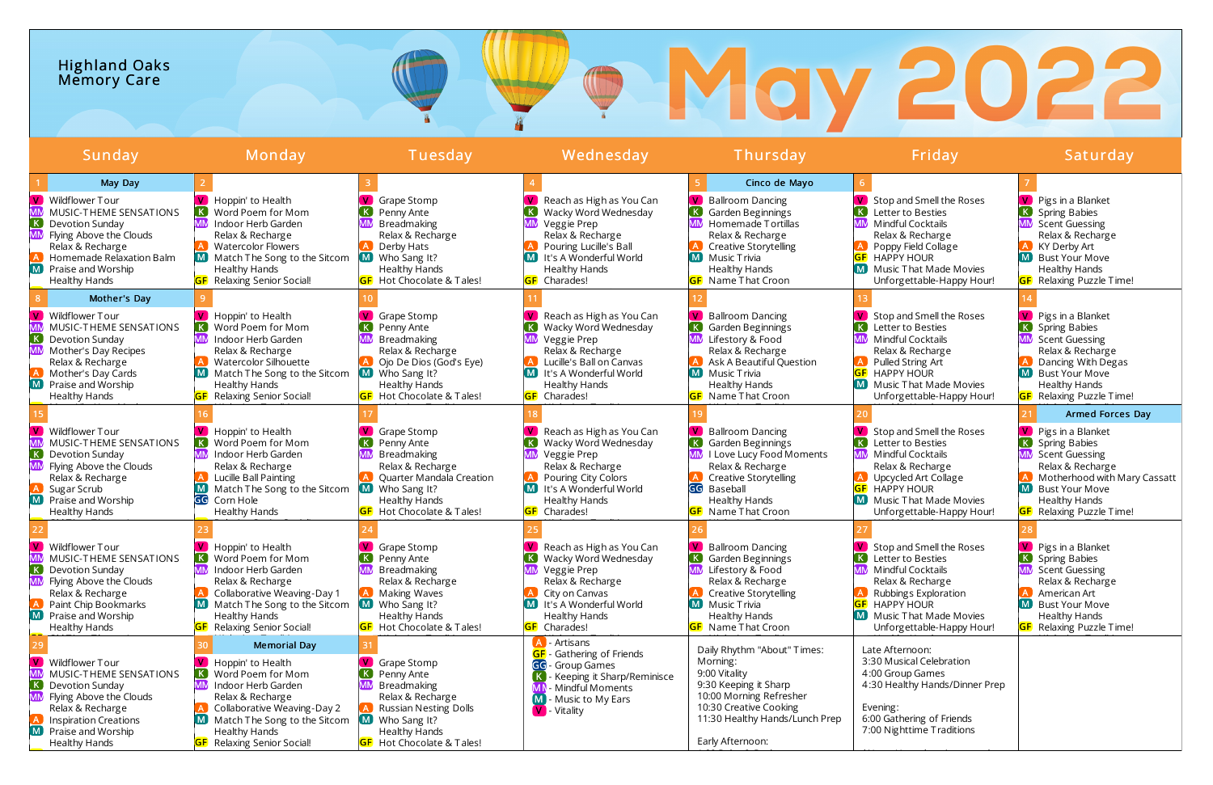# Highland Oaks Memory Care

# May 2022

| Sunday | Monday | Tuesday | Wednesday | Thursday | Friday | Saturday |
|---|---|---|---|---|---|---|
| **1** May Day<br>V Wildflower Tour<br>MM MUSIC-THEME SENSATIONS<br>K Devotion Sunday<br>MM Flying Above the Clouds<br>Relax & Recharge<br>A Homemade Relaxation Balm<br>M Praise and Worship<br>Healthy Hands | **2**<br>V Hoppin' to Health<br>K Word Poem for Mom<br>MM Indoor Herb Garden<br>Relax & Recharge<br>A Watercolor Flowers<br>M Match The Song to the Sitcom<br>Healthy Hands<br>GF Relaxing Senior Social! | **3**<br>V Grape Stomp<br>K Penny Ante<br>MM Breadmaking<br>Relax & Recharge<br>A Derby Hats<br>M Who Sang It?<br>Healthy Hands<br>GF Hot Chocolate & Tales! | **4**<br>V Reach as High as You Can<br>K Wacky Word Wednesday<br>MM Veggie Prep<br>Relax & Recharge<br>A Pouring Lucille's Ball<br>M It's A Wonderful World<br>Healthy Hands<br>GF Charades! | **5** Cinco de Mayo<br>V Ballroom Dancing<br>K Garden Beginnings<br>MM Homemade Tortillas<br>Relax & Recharge<br>A Creative Storytelling<br>M Music Trivia<br>Healthy Hands<br>GF Name That Croon | **6**<br>V Stop and Smell the Roses<br>K Letter to Besties<br>MM Mindful Cocktails<br>Relax & Recharge<br>A Poppy Field Collage<br>GF HAPPY HOUR<br>M Music That Made Movies<br>Unforgettable-Happy Hour! | **7**<br>V Pigs in a Blanket<br>K Spring Babies<br>MM Scent Guessing<br>Relax & Recharge<br>A KY Derby Art<br>M Bust Your Move<br>Healthy Hands<br>GF Relaxing Puzzle Time! |
| **8** Mother's Day<br>V Wildflower Tour<br>MM MUSIC-THEME SENSATIONS<br>K Devotion Sunday<br>MM Mother's Day Recipes<br>Relax & Recharge<br>A Mother's Day Cards<br>M Praise and Worship<br>Healthy Hands | **9**<br>V Hoppin' to Health<br>K Word Poem for Mom<br>MM Indoor Herb Garden<br>Relax & Recharge<br>A Watercolor Silhouette<br>M Match The Song to the Sitcom<br>Healthy Hands<br>GF Relaxing Senior Social! | **10**<br>V Grape Stomp<br>K Penny Ante<br>MM Breadmaking<br>Relax & Recharge<br>A Ojo De Dios (God's Eye)<br>M Who Sang It?<br>Healthy Hands<br>GF Hot Chocolate & Tales! | **11**<br>V Reach as High as You Can<br>K Veggie Word Wednesday<br>MM Veggie Prep<br>Relax & Recharge<br>A Lucille's Ball on Canvas<br>M It's A Wonderful World<br>Healthy Hands<br>GF Charades! | **12**<br>V Ballroom Dancing<br>K Garden Beginnings<br>MM Lifestory & Food<br>Relax & Recharge<br>A Ask A Beautiful Question<br>M Music Trivia<br>Healthy Hands<br>GF Name That Croon | **13**<br>V Stop and Smell the Roses<br>K Letter to Besties<br>MM Mindful Cocktails<br>Relax & Recharge<br>A Pulled String Art<br>GF HAPPY HOUR<br>M Music That Made Movies<br>Unforgettable-Happy Hour! | **14**<br>V Pigs in a Blanket<br>K Spring Babies<br>MM Scent Guessing<br>Relax & Recharge<br>A Dancing With Degas<br>M Bust Your Move<br>Healthy Hands<br>GF Relaxing Puzzle Time! |
| **15**<br>V Wildflower Tour<br>MM MUSIC-THEME SENSATIONS<br>K Devotion Sunday<br>MM Flying Above the Clouds<br>Relax & Recharge<br>A Sugar Scrub<br>M Praise and Worship<br>Healthy Hands | **16**<br>V Hoppin' to Health<br>K Word Poem for Mom<br>MM Indoor Herb Garden<br>Relax & Recharge<br>A Lucille Ball Painting<br>M Match The Song to the Sitcom<br>GG Corn Hole<br>Healthy Hands | **17**<br>V Grape Stomp<br>K Penny Ante<br>MM Breadmaking<br>Relax & Recharge<br>A Quarter Mandala Creation<br>M Who Sang It?<br>Healthy Hands<br>GF Hot Chocolate & Tales! | **18**<br>V Reach as High as You Can<br>K Wacky Word Wednesday<br>MM Veggie Prep<br>Relax & Recharge<br>A Pouring City Colors<br>M It's A Wonderful World<br>Healthy Hands<br>GF Charades! | **19**<br>V Ballroom Dancing<br>K Garden Beginnings<br>MM I Love Lucy Food Moments<br>Relax & Recharge<br>A Creative Storytelling<br>GG Baseball<br>Healthy Hands<br>GF Name That Croon | **20**<br>V Stop and Smell the Roses<br>K Letter to Besties<br>MM Mindful Cocktails<br>Relax & Recharge<br>A Upcycled Art Collage<br>GF HAPPY HOUR<br>M Music That Made Movies<br>Unforgettable-Happy Hour! | **21** Armed Forces Day<br>V Pigs in a Blanket<br>K Spring Babies<br>MM Scent Guessing<br>Relax & Recharge<br>A Motherhood with Mary Cassatt<br>M Bust Your Move<br>Healthy Hands<br>GF Relaxing Puzzle Time! |
| **22**<br>V Wildflower Tour<br>MM MUSIC-THEME SENSATIONS<br>K Devotion Sunday<br>MM Flying Above the Clouds<br>Relax & Recharge<br>A Paint Chip Bookmarks<br>M Praise and Worship<br>Healthy Hands | **23**<br>V Hoppin' to Health<br>K Word Poem for Mom<br>MM Indoor Herb Garden<br>Relax & Recharge<br>A Collaborative Weaving-Day 1<br>M Match The Song to the Sitcom<br>Healthy Hands<br>GF Relaxing Senior Social! | **24**<br>V Grape Stomp<br>K Penny Ante<br>MM Breadmaking<br>Relax & Recharge<br>A Making Waves<br>M Who Sang It?<br>Healthy Hands<br>GF Hot Chocolate & Tales! | **25**<br>V Reach as High as You Can<br>K Wacky Word Wednesday<br>MM Veggie Prep<br>Relax & Recharge<br>A City on Canvas<br>M It's A Wonderful World<br>Healthy Hands<br>GF Charades! | **26**<br>V Ballroom Dancing<br>K Garden Beginnings<br>MM Lifestory & Food<br>Relax & Recharge<br>A Creative Storytelling<br>M Music Trivia<br>Healthy Hands<br>GF Name That Croon | **27**<br>V Stop and Smell the Roses<br>K Letter to Besties<br>MM Mindful Cocktails<br>Relax & Recharge<br>A Rubbings Exploration<br>GF HAPPY HOUR<br>M Music That Made Movies<br>Unforgettable-Happy Hour! | **28**<br>V Pigs in a Blanket<br>K Spring Babies<br>MM Scent Guessing<br>Relax & Recharge<br>A American Art<br>M Bust Your Move<br>Healthy Hands<br>GF Relaxing Puzzle Time! |
| **29**<br>V Wildflower Tour<br>MM MUSIC-THEME SENSATIONS<br>K Devotion Sunday<br>MM Flying Above the Clouds<br>Relax & Recharge<br>A Inspiration Creations<br>M Praise and Worship<br>Healthy Hands | **30** Memorial Day<br>V Hoppin' to Health<br>K Word Poem for Mom<br>MM Indoor Herb Garden<br>Relax & Recharge<br>A Collaborative Weaving-Day 2<br>M Match The Song to the Sitcom<br>Healthy Hands<br>GF Relaxing Senior Social! | **31**<br>V Grape Stomp<br>K Penny Ante<br>MM Breadmaking<br>Relax & Recharge<br>A Russian Nesting Dolls<br>M Who Sang It?<br>Healthy Hands<br>GF Hot Chocolate & Tales! | A - Artisans<br>GF - Gathering of Friends<br>GG - Group Games<br>K - Keeping it Sharp/Reminisce<br>MM - Mindful Moments<br>M - Music to My Ears<br>V - Vitality | Daily Rhythm "About" Times:<br>Morning:<br>9:00 Vitality<br>9:30 Keeping it Sharp<br>10:00 Morning Refresher<br>10:30 Creative Cooking<br>11:30 Healthy Hands/Lunch Prep<br><br>Early Afternoon: | Late Afternoon:<br>3:30 Musical Celebration<br>4:00 Group Games<br>4:30 Healthy Hands/Dinner Prep<br><br>Evening:<br>6:00 Gathering of Friends<br>7:00 Nighttime Traditions | |